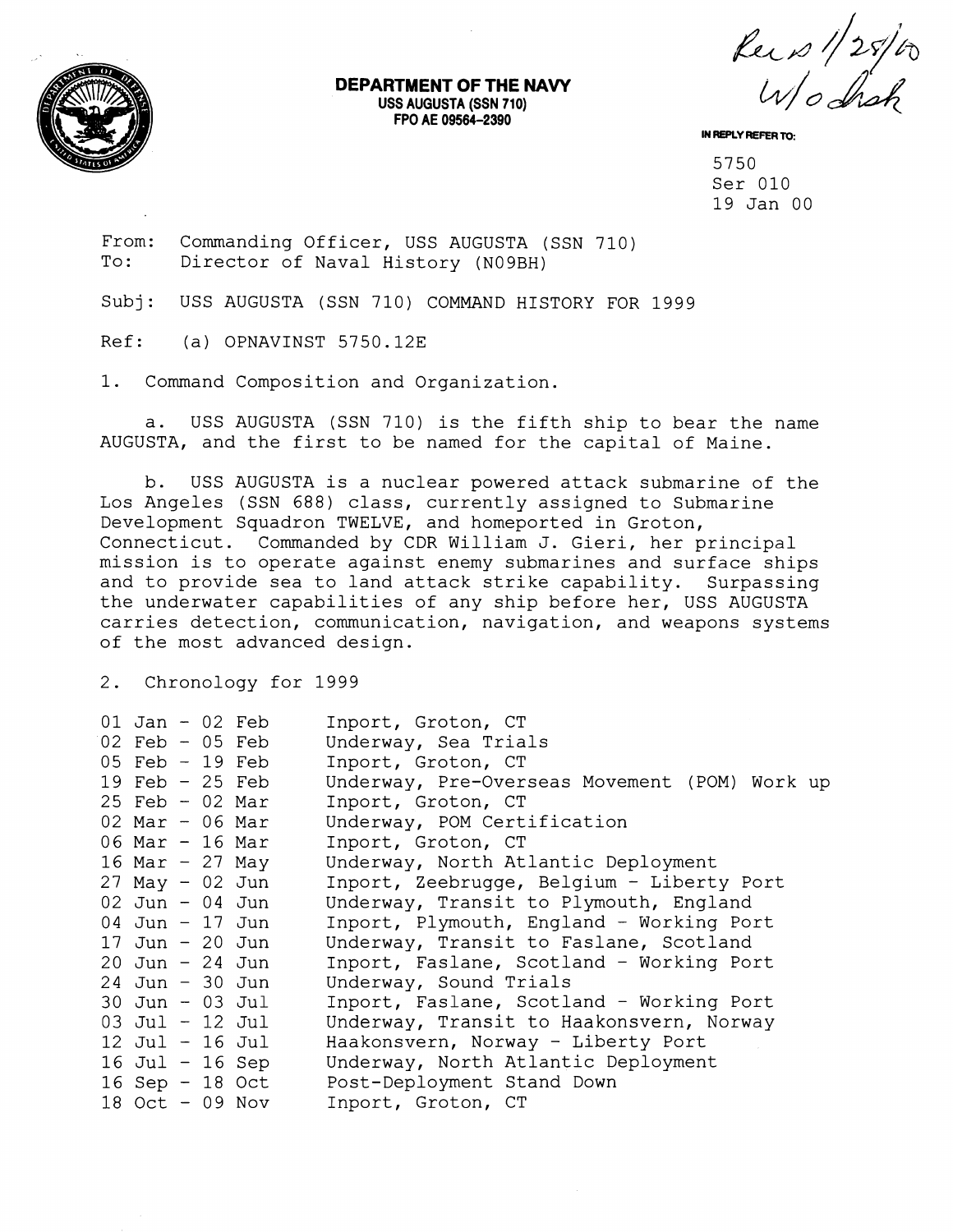**DEPARTMENT OF THE NAVY**
**USS AUGUSTA (SSN 710)**
**FPO AE 09564-2390**

Rec'd 1/28/00
W/o disk

IN REPLY REFER TO:

5750
Ser 010
19 Jan 00

From: Commanding Officer, USS AUGUSTA (SSN 710)
To: Director of Naval History (N09BH)

Subj: USS AUGUSTA (SSN 710) COMMAND HISTORY FOR 1999

Ref: (a) OPNAVINST 5750.12E

1. Command Composition and Organization.

a. USS AUGUSTA (SSN 710) is the fifth ship to bear the name AUGUSTA, and the first to be named for the capital of Maine.

b. USS AUGUSTA is a nuclear powered attack submarine of the Los Angeles (SSN 688) class, currently assigned to Submarine Development Squadron TWELVE, and homeported in Groton, Connecticut. Commanded by CDR William J. Gieri, her principal mission is to operate against enemy submarines and surface ships and to provide sea to land attack strike capability. Surpassing the underwater capabilities of any ship before her, USS AUGUSTA carries detection, communication, navigation, and weapons systems of the most advanced design.

2. Chronology for 1999

| | |
|---|---|
| 01 Jan - 02 Feb | Inport, Groton, CT |
| 02 Feb - 05 Feb | Underway, Sea Trials |
| 05 Feb - 19 Feb | Inport, Groton, CT |
| 19 Feb - 25 Feb | Underway, Pre-Overseas Movement (POM) Work up |
| 25 Feb - 02 Mar | Inport, Groton, CT |
| 02 Mar - 06 Mar | Underway, POM Certification |
| 06 Mar - 16 Mar | Inport, Groton, CT |
| 16 Mar - 27 May | Underway, North Atlantic Deployment |
| 27 May - 02 Jun | Inport, Zeebrugge, Belgium - Liberty Port |
| 02 Jun - 04 Jun | Underway, Transit to Plymouth, England |
| 04 Jun - 17 Jun | Inport, Plymouth, England - Working Port |
| 17 Jun - 20 Jun | Underway, Transit to Faslane, Scotland |
| 20 Jun - 24 Jun | Inport, Faslane, Scotland - Working Port |
| 24 Jun - 30 Jun | Underway, Sound Trials |
| 30 Jun - 03 Jul | Inport, Faslane, Scotland - Working Port |
| 03 Jul - 12 Jul | Underway, Transit to Haakonsvern, Norway |
| 12 Jul - 16 Jul | Haakonsvern, Norway - Liberty Port |
| 16 Jul - 16 Sep | Underway, North Atlantic Deployment |
| 16 Sep - 18 Oct | Post-Deployment Stand Down |
| 18 Oct - 09 Nov | Inport, Groton, CT |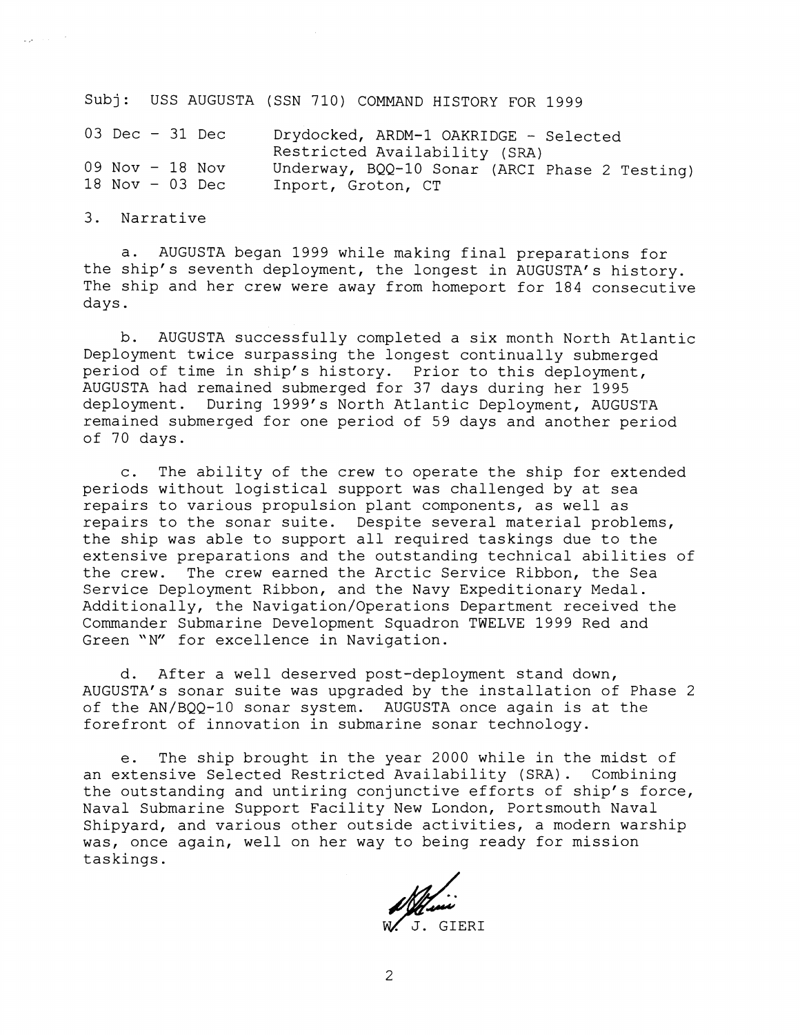Subj: USS AUGUSTA (SSN 710) COMMAND HISTORY FOR 1999

| | |
|---|---|
| 03 Dec - 31 Dec | Drydocked, ARDM-1 OAKRIDGE - Selected Restricted Availability (SRA) |
| 09 Nov - 18 Nov | Underway, BQQ-10 Sonar (ARCI Phase 2 Testing) |
| 18 Nov - 03 Dec | Inport, Groton, CT |

3. Narrative

a. AUGUSTA began 1999 while making final preparations for the ship's seventh deployment, the longest in AUGUSTA's history. The ship and her crew were away from homeport for 184 consecutive days.

b. AUGUSTA successfully completed a six month North Atlantic Deployment twice surpassing the longest continually submerged period of time in ship's history. Prior to this deployment, AUGUSTA had remained submerged for 37 days during her 1995 deployment. During 1999's North Atlantic Deployment, AUGUSTA remained submerged for one period of 59 days and another period of 70 days.

c. The ability of the crew to operate the ship for extended periods without logistical support was challenged by at sea repairs to various propulsion plant components, as well as repairs to the sonar suite. Despite several material problems, the ship was able to support all required taskings due to the extensive preparations and the outstanding technical abilities of the crew. The crew earned the Arctic Service Ribbon, the Sea Service Deployment Ribbon, and the Navy Expeditionary Medal. Additionally, the Navigation/Operations Department received the Commander Submarine Development Squadron TWELVE 1999 Red and Green "N" for excellence in Navigation.

d. After a well deserved post-deployment stand down, AUGUSTA's sonar suite was upgraded by the installation of Phase 2 of the AN/BQQ-10 sonar system. AUGUSTA once again is at the forefront of innovation in submarine sonar technology.

e. The ship brought in the year 2000 while in the midst of an extensive Selected Restricted Availability (SRA). Combining the outstanding and untiring conjunctive efforts of ship's force, Naval Submarine Support Facility New London, Portsmouth Naval Shipyard, and various other outside activities, a modern warship was, once again, well on her way to being ready for mission taskings.

W. J. GIERI